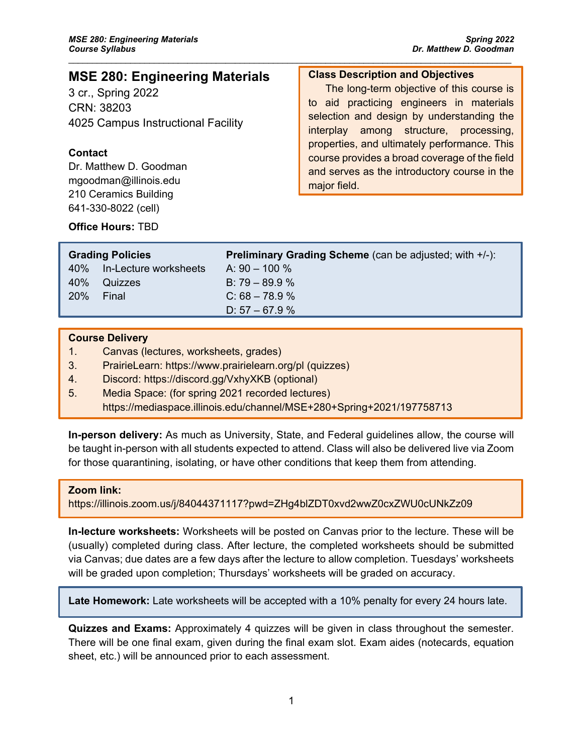# MSE 280: Engineering Materials

3 cr., Spring 2022
CRN: 38203
4025 Campus Instructional Facility

**Contact**
Dr. Matthew D. Goodman
mgoodman@illinois.edu
210 Ceramics Building
641-330-8022 (cell)

**Office Hours:** TBD

**Class Description and Objectives**

The long-term objective of this course is to aid practicing engineers in materials selection and design by understanding the interplay among structure, processing, properties, and ultimately performance. This course provides a broad coverage of the field and serves as the introductory course in the major field.

**Grading Policies**

| | |
|---|---|
| 40% | In-Lecture worksheets |
| 40% | Quizzes |
| 20% | Final |

**Preliminary Grading Scheme** (can be adjusted; with +/-):

A: 90 – 100 %
B: 79 – 89.9 %
C: 68 – 78.9 %
D: 57 – 67.9 %

**Course Delivery**

1. Canvas (lectures, worksheets, grades)
3. PrairieLearn: https://www.prairielearn.org/pl (quizzes)
4. Discord: https://discord.gg/VxhyXKB (optional)
5. Media Space: (for spring 2021 recorded lectures) https://mediaspace.illinois.edu/channel/MSE+280+Spring+2021/197758713

**In-person delivery:** As much as University, State, and Federal guidelines allow, the course will be taught in-person with all students expected to attend. Class will also be delivered live via Zoom for those quarantining, isolating, or have other conditions that keep them from attending.

**Zoom link:**
https://illinois.zoom.us/j/84044371117?pwd=ZHg4blZDT0xvd2wwZ0cxZWU0cUNkZz09

**In-lecture worksheets:** Worksheets will be posted on Canvas prior to the lecture. These will be (usually) completed during class. After lecture, the completed worksheets should be submitted via Canvas; due dates are a few days after the lecture to allow completion. Tuesdays' worksheets will be graded upon completion; Thursdays' worksheets will be graded on accuracy.

**Late Homework:** Late worksheets will be accepted with a 10% penalty for every 24 hours late.

**Quizzes and Exams:** Approximately 4 quizzes will be given in class throughout the semester. There will be one final exam, given during the final exam slot. Exam aides (notecards, equation sheet, etc.) will be announced prior to each assessment.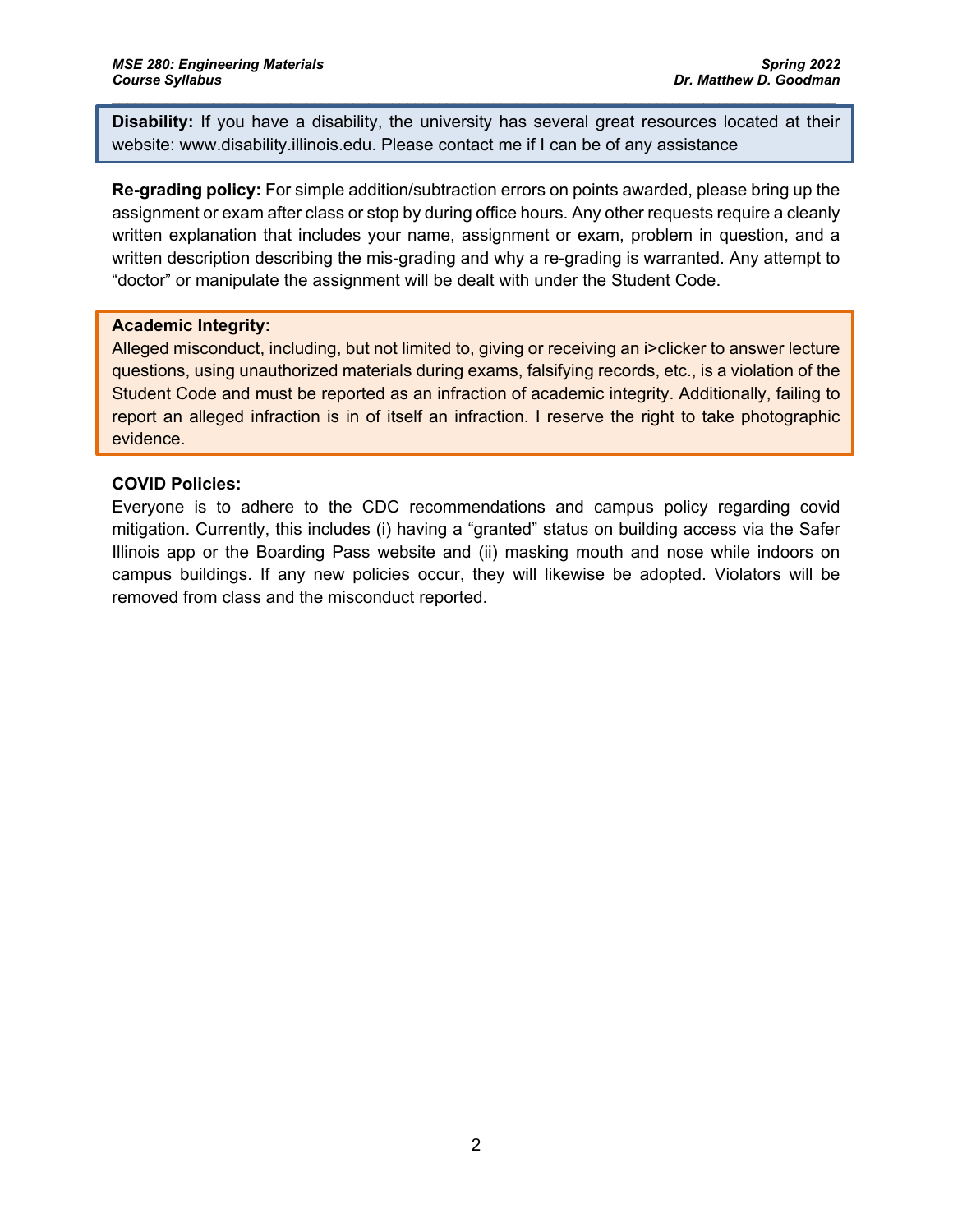**Disability:** If you have a disability, the university has several great resources located at their website: www.disability.illinois.edu. Please contact me if I can be of any assistance

**Re-grading policy:** For simple addition/subtraction errors on points awarded, please bring up the assignment or exam after class or stop by during office hours. Any other requests require a cleanly written explanation that includes your name, assignment or exam, problem in question, and a written description describing the mis-grading and why a re-grading is warranted. Any attempt to "doctor" or manipulate the assignment will be dealt with under the Student Code.

**Academic Integrity:**
Alleged misconduct, including, but not limited to, giving or receiving an i>clicker to answer lecture questions, using unauthorized materials during exams, falsifying records, etc., is a violation of the Student Code and must be reported as an infraction of academic integrity. Additionally, failing to report an alleged infraction is in of itself an infraction. I reserve the right to take photographic evidence.

**COVID Policies:**
Everyone is to adhere to the CDC recommendations and campus policy regarding covid mitigation. Currently, this includes (i) having a "granted" status on building access via the Safer Illinois app or the Boarding Pass website and (ii) masking mouth and nose while indoors on campus buildings. If any new policies occur, they will likewise be adopted. Violators will be removed from class and the misconduct reported.